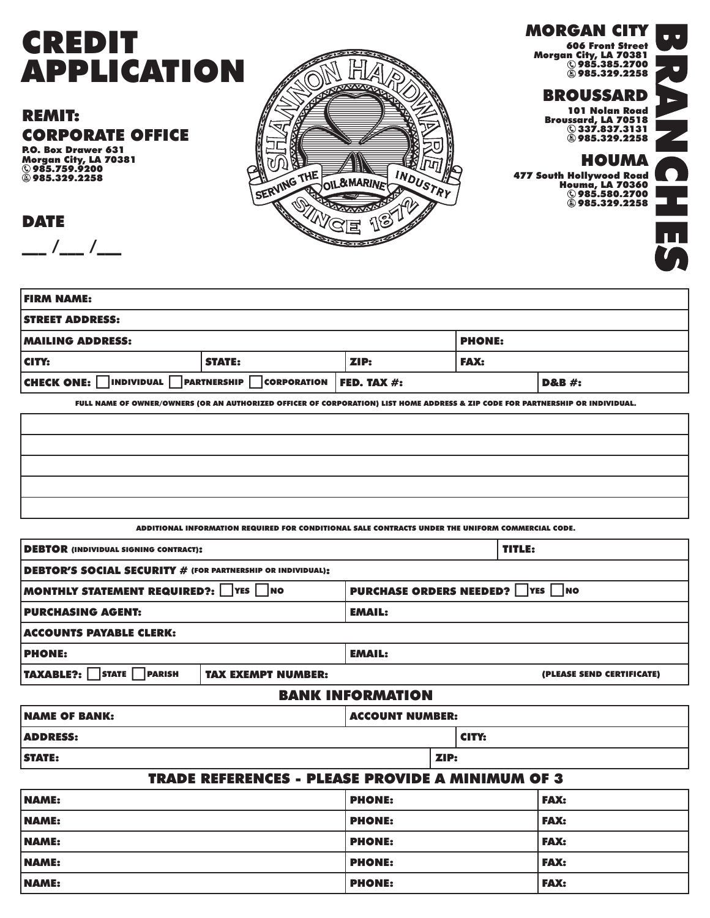# CREDIT APPLICATION

## REMIT:
## CORPORATE OFFICE

P.O. Box Drawer 631
Morgan City, LA 70381
985.759.9200
985.329.2258

## DATE

___ /___ /___

SHANNON HARDWARE
SERVING THE OIL & MARINE INDUSTRY
SINCE 1872

## BRANCHES

**MORGAN CITY**
606 Front Street
Morgan City, LA 70381
985.385.2700
985.329.2258

**BROUSSARD**
101 Nolan Road
Broussard, LA 70518
337.837.3131
985.329.2258

**HOUMA**
477 South Hollywood Road
Houma, LA 70360
985.580.2700
985.329.2258

| | | | | |
|---|---|---|---|---|
| **FIRM NAME:** | | | | |
| **STREET ADDRESS:** | | | | |
| **MAILING ADDRESS:** | | | **PHONE:** | |
| **CITY:** | **STATE:** | **ZIP:** | **FAX:** | |
| **CHECK ONE:** ☐ INDIVIDUAL ☐ PARTNERSHIP ☐ CORPORATION | | **FED. TAX #:** | | **D&B #:** |

**FULL NAME OF OWNER/OWNERS (OR AN AUTHORIZED OFFICER OF CORPORATION) LIST HOME ADDRESS & ZIP CODE FOR PARTNERSHIP OR INDIVIDUAL.**

| |
|---|
| |
| |
| |
| |
| |

**ADDITIONAL INFORMATION REQUIRED FOR CONDITIONAL SALE CONTRACTS UNDER THE UNIFORM COMMERCIAL CODE.**

| | | |
|---|---|---|
| **DEBTOR** (INDIVIDUAL SIGNING CONTRACT): | | **TITLE:** |
| **DEBTOR'S SOCIAL SECURITY #** (FOR PARTNERSHIP OR INDIVIDUAL): | | |
| **MONTHLY STATEMENT REQUIRED?:** ☐ YES ☐ NO | **PURCHASE ORDERS NEEDED?** ☐ YES ☐ NO | |
| **PURCHASING AGENT:** | **EMAIL:** | |
| **ACCOUNTS PAYABLE CLERK:** | | |
| **PHONE:** | **EMAIL:** | |
| **TAXABLE?:** ☐ STATE ☐ PARISH | **TAX EXEMPT NUMBER:** | **(PLEASE SEND CERTIFICATE)** |

## BANK INFORMATION

| | | |
|---|---|---|
| **NAME OF BANK:** | **ACCOUNT NUMBER:** | |
| **ADDRESS:** | | **CITY:** |
| **STATE:** | **ZIP:** | |

## TRADE REFERENCES - PLEASE PROVIDE A MINIMUM OF 3

| | | |
|---|---|---|
| **NAME:** | **PHONE:** | **FAX:** |
| **NAME:** | **PHONE:** | **FAX:** |
| **NAME:** | **PHONE:** | **FAX:** |
| **NAME:** | **PHONE:** | **FAX:** |
| **NAME:** | **PHONE:** | **FAX:** |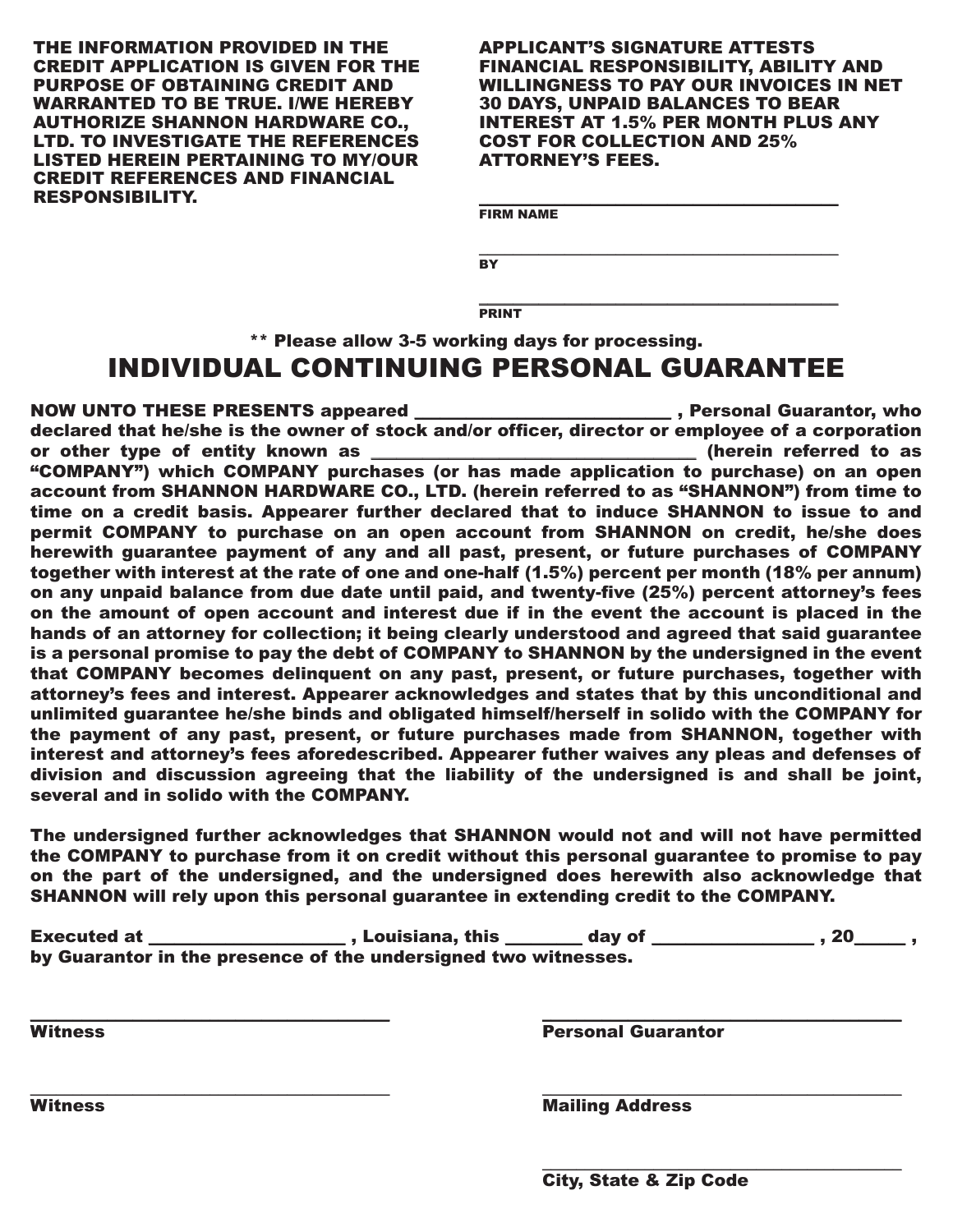**THE INFORMATION PROVIDED IN THE CREDIT APPLICATION IS GIVEN FOR THE PURPOSE OF OBTAINING CREDIT AND WARRANTED TO BE TRUE. I/WE HEREBY AUTHORIZE SHANNON HARDWARE CO., LTD. TO INVESTIGATE THE REFERENCES LISTED HEREIN PERTAINING TO MY/OUR CREDIT REFERENCES AND FINANCIAL RESPONSIBILITY.**

**APPLICANT'S SIGNATURE ATTESTS FINANCIAL RESPONSIBILITY, ABILITY AND WILLINGNESS TO PAY OUR INVOICES IN NET 30 DAYS, UNPAID BALANCES TO BEAR INTEREST AT 1.5% PER MONTH PLUS ANY COST FOR COLLECTION AND 25% ATTORNEY'S FEES.**

______________________________
FIRM NAME

______________________________
BY

______________________________
PRINT

** Please allow 3-5 working days for processing.

# INDIVIDUAL CONTINUING PERSONAL GUARANTEE

**NOW UNTO THESE PRESENTS appeared __________________________ , Personal Guarantor, who declared that he/she is the owner of stock and/or officer, director or employee of a corporation or other type of entity known as __________________________________ (herein referred to as "COMPANY") which COMPANY purchases (or has made application to purchase) on an open account from SHANNON HARDWARE CO., LTD. (herein referred to as "SHANNON") from time to time on a credit basis. Appearer further declared that to induce SHANNON to issue to and permit COMPANY to purchase on an open account from SHANNON on credit, he/she does herewith guarantee payment of any and all past, present, or future purchases of COMPANY together with interest at the rate of one and one-half (1.5%) percent per month (18% per annum) on any unpaid balance from due date until paid, and twenty-five (25%) percent attorney's fees on the amount of open account and interest due if in the event the account is placed in the hands of an attorney for collection; it being clearly understood and agreed that said guarantee is a personal promise to pay the debt of COMPANY to SHANNON by the undersigned in the event that COMPANY becomes delinquent on any past, present, or future purchases, together with attorney's fees and interest. Appearer acknowledges and states that by this unconditional and unlimited guarantee he/she binds and obligated himself/herself in solido with the COMPANY for the payment of any past, present, or future purchases made from SHANNON, together with interest and attorney's fees aforedescribed. Appearer futher waives any pleas and defenses of division and discussion agreeing that the liability of the undersigned is and shall be joint, several and in solido with the COMPANY.**

**The undersigned further acknowledges that SHANNON would not and will not have permitted the COMPANY to purchase from it on credit without this personal guarantee to promise to pay on the part of the undersigned, and the undersigned does herewith also acknowledge that SHANNON will rely upon this personal guarantee in extending credit to the COMPANY.**

**Executed at ____________________ , Louisiana, this ________ day of ________________ , 20_____ , by Guarantor in the presence of the undersigned two witnesses.**

______________________________
**Witness**

______________________________
**Personal Guarantor**

______________________________
**Witness**

______________________________
**Mailing Address**

______________________________
**City, State & Zip Code**